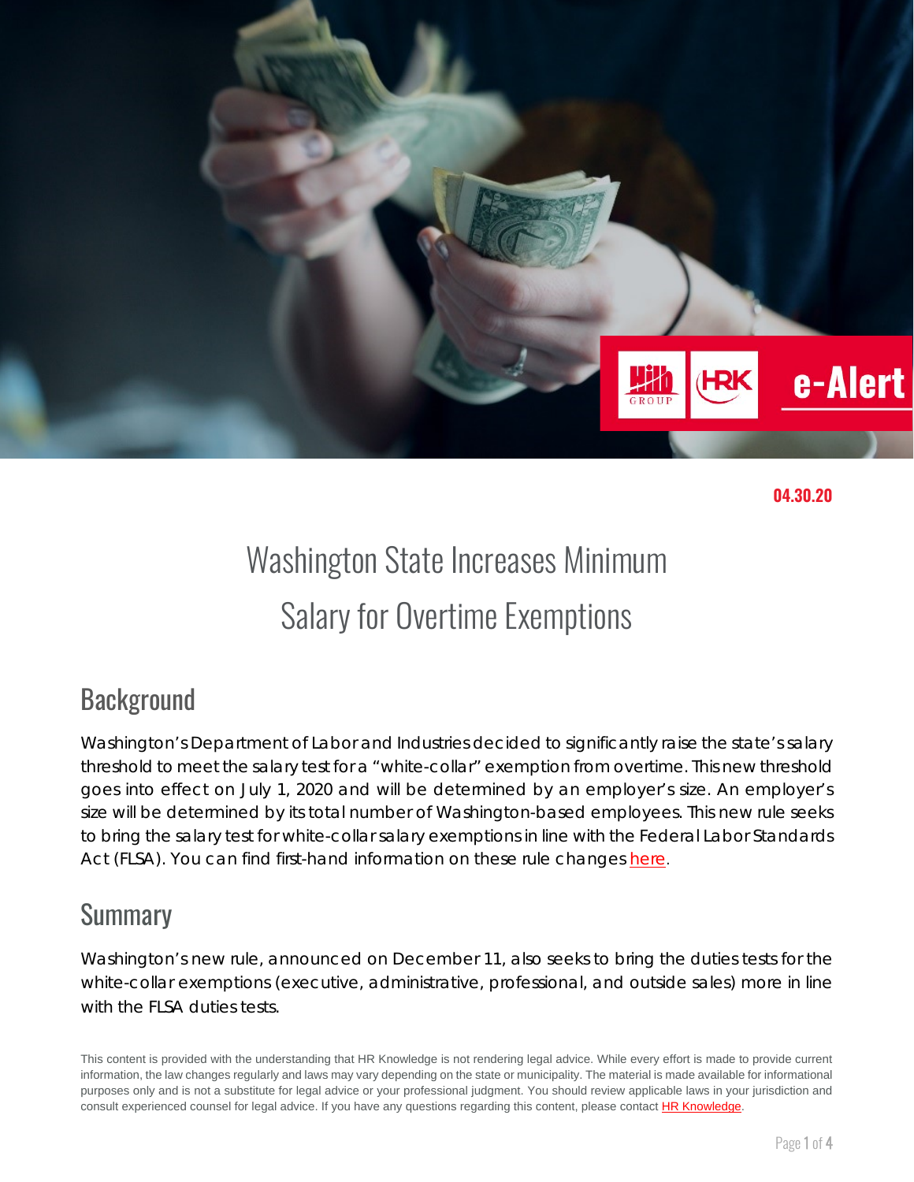04.30.20

# Washington State Increases Minimum Salary for Overtime Exemptions

## Background

Washington's Department of Labor and Industries decided to significantly raise the state's salary threshold to meet the salary test for a "white-collar" exemption from overtime. This new threshold goes into effect on July 1, 2020 and will be determined by an employer's size. An employer's size will be determined by its total number of Washington-based employees. This new rule seeks to bring the salary test for white-collar salary exemptions in line with the Federal Labor Standards Act (FLSA). You can find first-hand information on these rule changes here.

## Summary

Washington's new rule, announced on December 11, also seeks to bring the duties tests for the white-collar exemptions (executive, administrative, professional, and outside sales) more in line with the FLSA duties tests.

This content is provided with the understanding that HR Knowledge is not rendering legal advice. While every effort is made to provide current information, the law changes regularly and laws may vary depending on the state or municipality. The material is made available for informational purposes only and is not a substitute for legal advice or your professional judgment. You should review applicable laws in your jurisdiction and consult experienced counsel for legal advice. If you have any questions regarding this content, please contact HR Knowledge.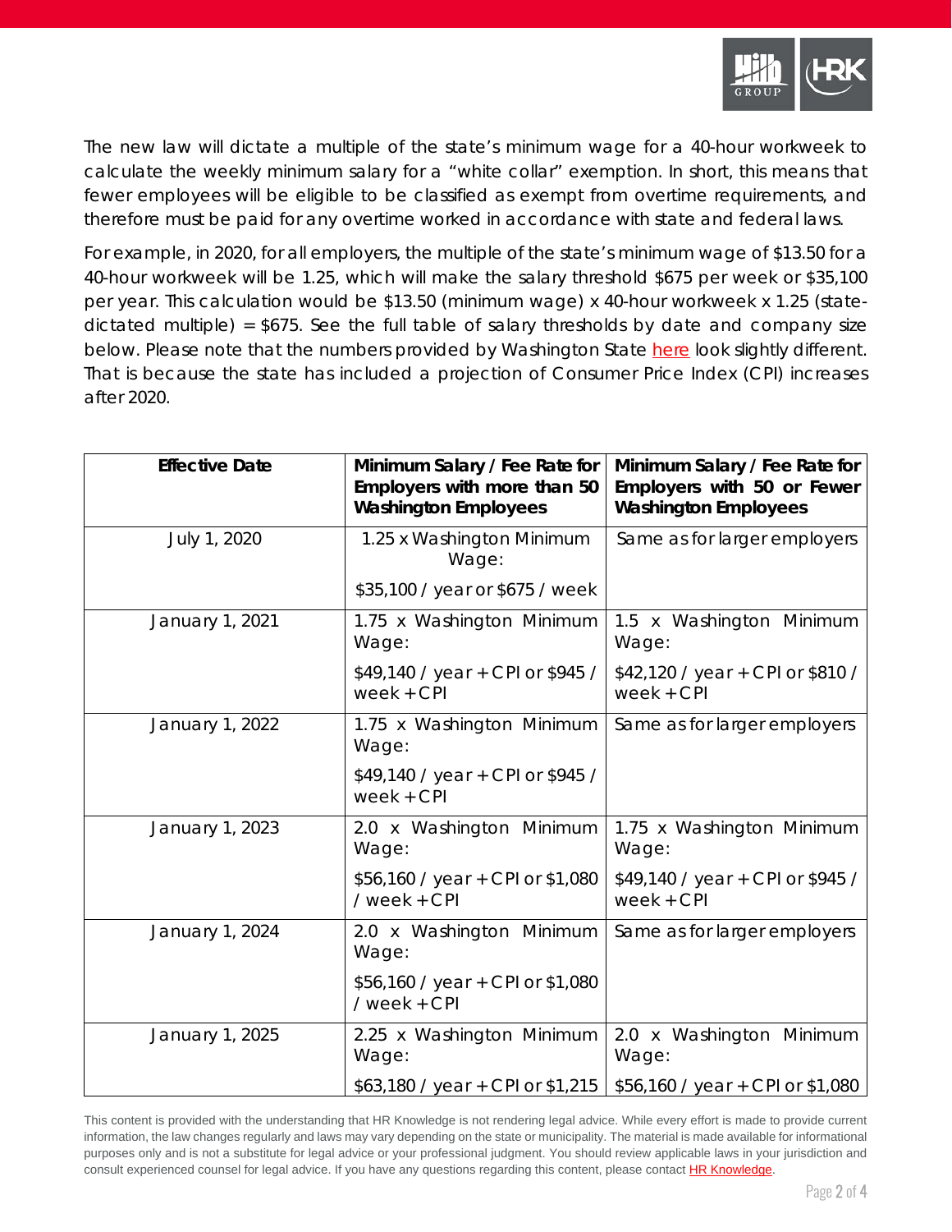The new law will dictate a multiple of the state's minimum wage for a 40-hour workweek to calculate the weekly minimum salary for a "white collar" exemption. In short, this means that fewer employees will be eligible to be classified as exempt from overtime requirements, and therefore must be paid for any overtime worked in accordance with state and federal laws.

For example, in 2020, for all employers, the multiple of the state's minimum wage of $13.50 for a 40-hour workweek will be 1.25, which will make the salary threshold $675 per week or $35,100 per year. This calculation would be $13.50 (minimum wage) x 40-hour workweek x 1.25 (state-dictated multiple) = $675. See the full table of salary thresholds by date and company size below. Please note that the numbers provided by Washington State here look slightly different. That is because the state has included a projection of Consumer Price Index (CPI) increases after 2020.

| **Effective Date** | **Minimum Salary / Fee Rate for Employers with more than 50 Washington Employees** | **Minimum Salary / Fee Rate for Employers with 50 or Fewer Washington Employees** |
|---|---|---|
| July 1, 2020 | 1.25 x Washington Minimum Wage:<br><br>$35,100 / year or $675 / week | Same as for larger employers |
| January 1, 2021 | 1.75 x Washington Minimum Wage:<br><br>$49,140 / year + CPI or $945 / week + CPI | 1.5 x Washington Minimum Wage:<br><br>$42,120 / year + CPI or $810 / week + CPI |
| January 1, 2022 | 1.75 x Washington Minimum Wage:<br><br>$49,140 / year + CPI or $945 / week + CPI | Same as for larger employers |
| January 1, 2023 | 2.0 x Washington Minimum Wage:<br><br>$56,160 / year + CPI or $1,080 / week + CPI | 1.75 x Washington Minimum Wage:<br><br>$49,140 / year + CPI or $945 / week + CPI |
| January 1, 2024 | 2.0 x Washington Minimum Wage:<br><br>$56,160 / year + CPI or $1,080 / week + CPI | Same as for larger employers |
| January 1, 2025 | 2.25 x Washington Minimum Wage:<br><br>$63,180 / year + CPI or $1,215 | 2.0 x Washington Minimum Wage:<br><br>$56,160 / year + CPI or $1,080 |

This content is provided with the understanding that HR Knowledge is not rendering legal advice. While every effort is made to provide current information, the law changes regularly and laws may vary depending on the state or municipality. The material is made available for informational purposes only and is not a substitute for legal advice or your professional judgment. You should review applicable laws in your jurisdiction and consult experienced counsel for legal advice. If you have any questions regarding this content, please contact HR Knowledge.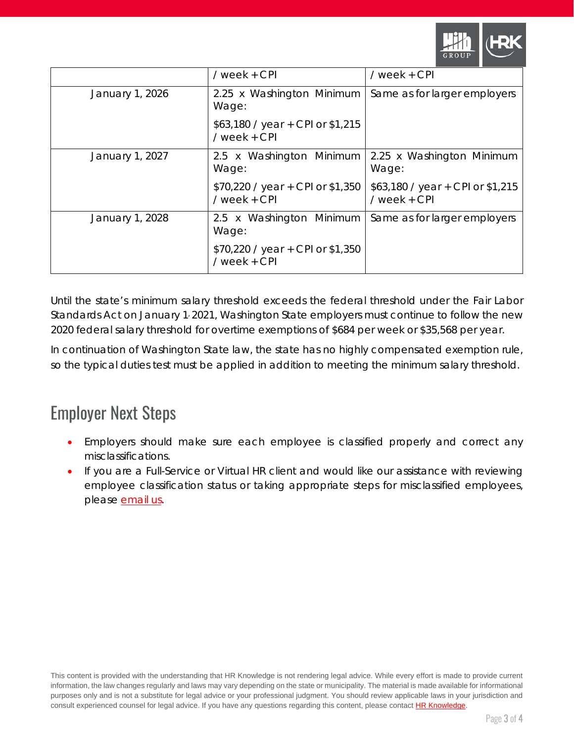| | | |
|---|---|---|
| | / week + CPI | / week + CPI |
| January 1, 2026 | 2.25 x Washington Minimum Wage: $63,180 / year + CPI or $1,215 / week + CPI | Same as for larger employers |
| January 1, 2027 | 2.5 x Washington Minimum Wage: $70,220 / year + CPI or $1,350 / week + CPI | 2.25 x Washington Minimum Wage: $63,180 / year + CPI or $1,215 / week + CPI |
| January 1, 2028 | 2.5 x Washington Minimum Wage: $70,220 / year + CPI or $1,350 / week + CPI | Same as for larger employers |

Until the state's minimum salary threshold exceeds the federal threshold under the Fair Labor Standards Act on January 1, 2021, Washington State employers must continue to follow the new 2020 federal salary threshold for overtime exemptions of $684 per week or $35,568 per year.

In continuation of Washington State law, the state has no highly compensated exemption rule, so the typical duties test must be applied in addition to meeting the minimum salary threshold.

## Employer Next Steps

- Employers should make sure each employee is classified properly and correct any misclassifications.
- If you are a Full-Service or Virtual HR client and would like our assistance with reviewing employee classification status or taking appropriate steps for misclassified employees, please email us.

This content is provided with the understanding that HR Knowledge is not rendering legal advice. While every effort is made to provide current information, the law changes regularly and laws may vary depending on the state or municipality. The material is made available for informational purposes only and is not a substitute for legal advice or your professional judgment. You should review applicable laws in your jurisdiction and consult experienced counsel for legal advice. If you have any questions regarding this content, please contact HR Knowledge.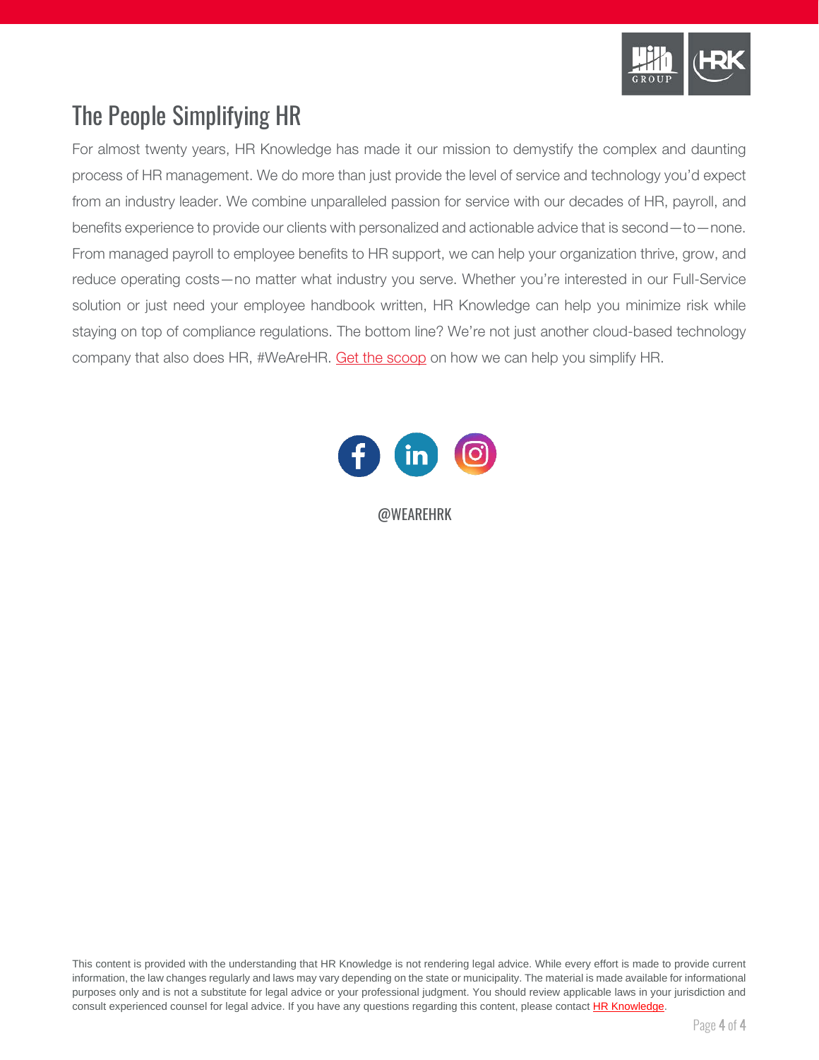# The People Simplifying HR

For almost twenty years, HR Knowledge has made it our mission to demystify the complex and daunting process of HR management. We do more than just provide the level of service and technology you'd expect from an industry leader. We combine unparalleled passion for service with our decades of HR, payroll, and benefits experience to provide our clients with personalized and actionable advice that is second—to—none. From managed payroll to employee benefits to HR support, we can help your organization thrive, grow, and reduce operating costs—no matter what industry you serve. Whether you're interested in our Full-Service solution or just need your employee handbook written, HR Knowledge can help you minimize risk while staying on top of compliance regulations. The bottom line? We're not just another cloud-based technology company that also does HR, #WeAreHR. Get the scoop on how we can help you simplify HR.

@WEAREHRK

This content is provided with the understanding that HR Knowledge is not rendering legal advice. While every effort is made to provide current information, the law changes regularly and laws may vary depending on the state or municipality. The material is made available for informational purposes only and is not a substitute for legal advice or your professional judgment. You should review applicable laws in your jurisdiction and consult experienced counsel for legal advice. If you have any questions regarding this content, please contact HR Knowledge.